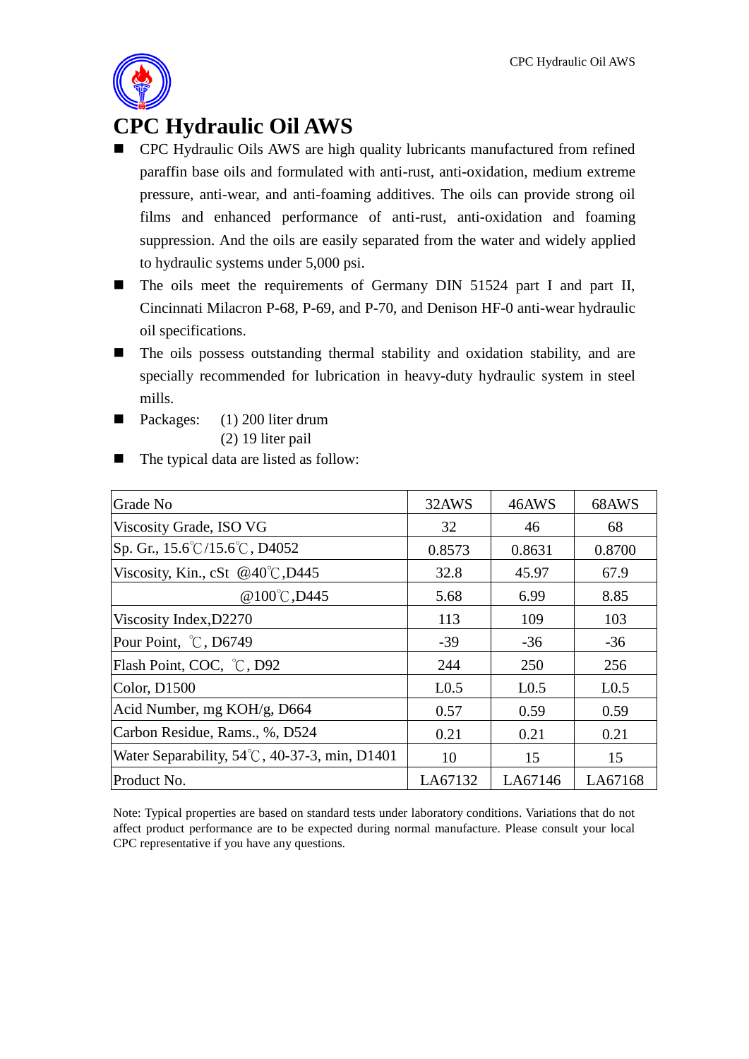# CPC Hydraulic Oil AWS

- CPC Hydraulic Oils AWS are high quality lubricants manufactured from refined paraffin base oils and formulated with anti-rust, anti-oxidation, medium extreme pressure, anti-wear, and anti-foaming additives. The oils can provide strong oil films and enhanced performance of anti-rust, anti-oxidation and foaming suppression. And the oils are easily separated from the water and widely applied to hydraulic systems under 5,000 psi.
- The oils meet the requirements of Germany DIN 51524 part I and part II, Cincinnati Milacron P-68, P-69, and P-70, and Denison HF-0 anti-wear hydraulic oil specifications.
- The oils possess outstanding thermal stability and oxidation stability, and are specially recommended for lubrication in heavy-duty hydraulic system in steel mills.
- Packages: (1) 200 liter drum
  (2) 19 liter pail
- The typical data are listed as follow:

| Grade No | 32AWS | 46AWS | 68AWS |
|---|---|---|---|
| Viscosity Grade, ISO VG | 32 | 46 | 68 |
| Sp. Gr., 15.6℃/15.6℃, D4052 | 0.8573 | 0.8631 | 0.8700 |
| Viscosity, Kin., cSt @40℃,D445 | 32.8 | 45.97 | 67.9 |
| @100℃,D445 | 5.68 | 6.99 | 8.85 |
| Viscosity Index,D2270 | 113 | 109 | 103 |
| Pour Point, ℃, D6749 | -39 | -36 | -36 |
| Flash Point, COC, ℃, D92 | 244 | 250 | 256 |
| Color, D1500 | L0.5 | L0.5 | L0.5 |
| Acid Number, mg KOH/g, D664 | 0.57 | 0.59 | 0.59 |
| Carbon Residue, Rams., %, D524 | 0.21 | 0.21 | 0.21 |
| Water Separability, 54℃, 40-37-3, min, D1401 | 10 | 15 | 15 |
| Product No. | LA67132 | LA67146 | LA67168 |

Note: Typical properties are based on standard tests under laboratory conditions. Variations that do not affect product performance are to be expected during normal manufacture. Please consult your local CPC representative if you have any questions.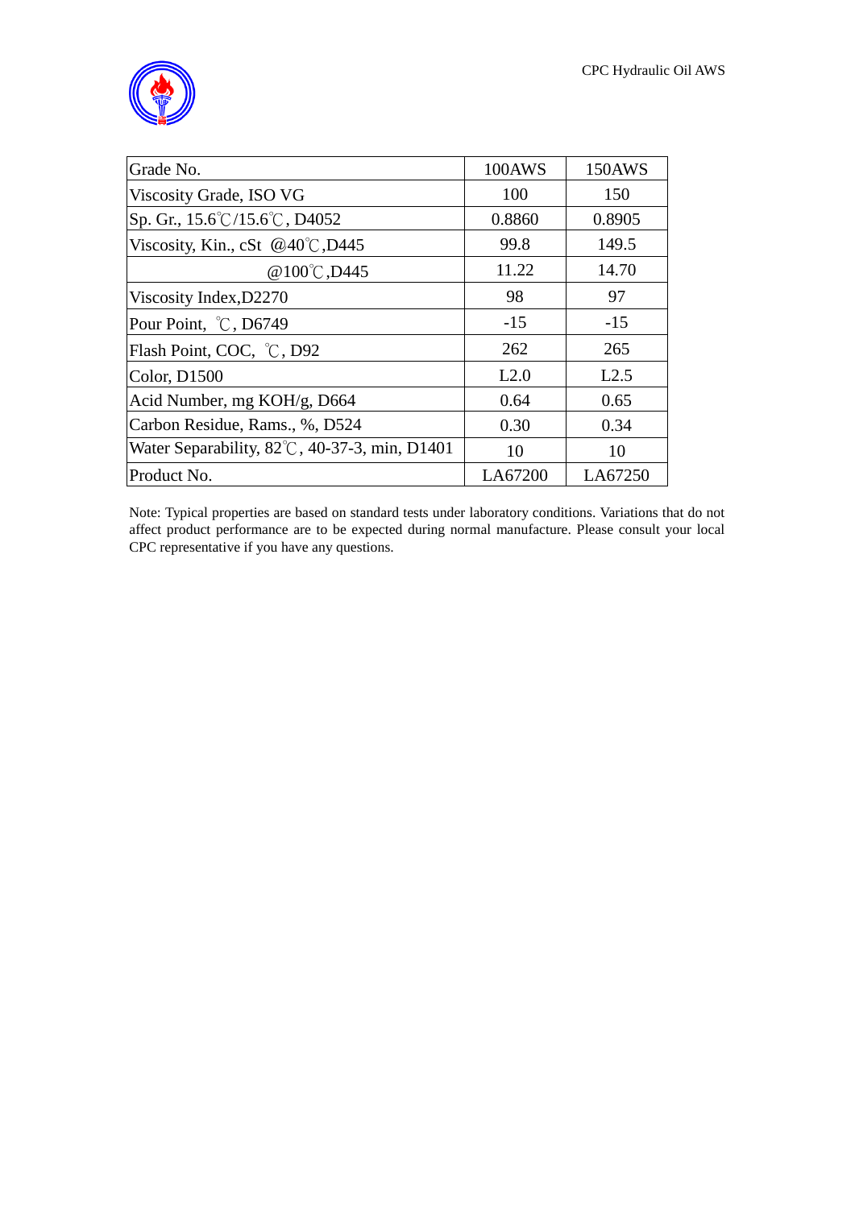| Grade No. | 100AWS | 150AWS |
|---|---|---|
| Viscosity Grade, ISO VG | 100 | 150 |
| Sp. Gr., 15.6℃/15.6℃, D4052 | 0.8860 | 0.8905 |
| Viscosity, Kin., cSt @40℃,D445 | 99.8 | 149.5 |
| @100℃,D445 | 11.22 | 14.70 |
| Viscosity Index,D2270 | 98 | 97 |
| Pour Point, ℃, D6749 | -15 | -15 |
| Flash Point, COC, ℃, D92 | 262 | 265 |
| Color, D1500 | L2.0 | L2.5 |
| Acid Number, mg KOH/g, D664 | 0.64 | 0.65 |
| Carbon Residue, Rams., %, D524 | 0.30 | 0.34 |
| Water Separability, 82℃, 40-37-3, min, D1401 | 10 | 10 |
| Product No. | LA67200 | LA67250 |

Note: Typical properties are based on standard tests under laboratory conditions. Variations that do not affect product performance are to be expected during normal manufacture. Please consult your local CPC representative if you have any questions.